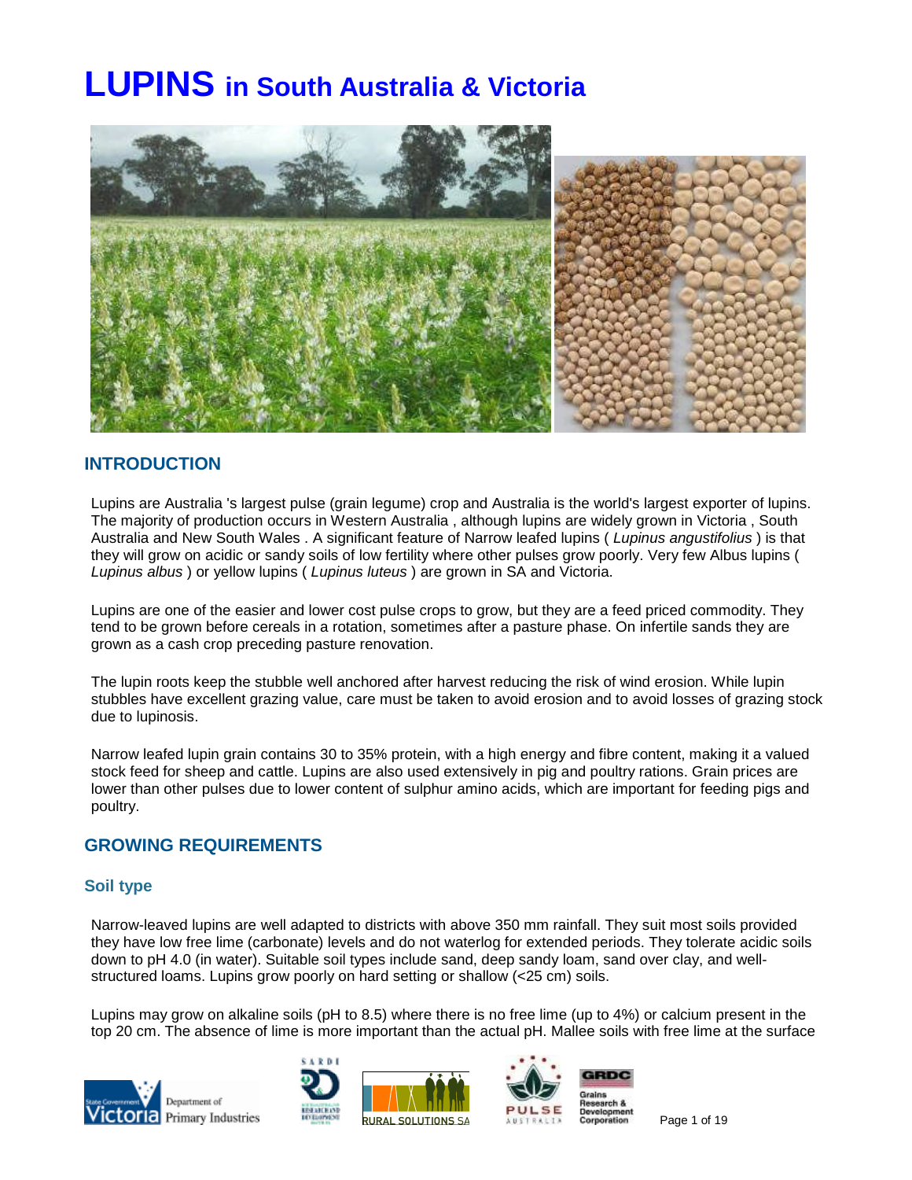# LUPINS in South Australia & Victoria

## INTRODUCTION

Lupins are Australia 's largest pulse (grain legume) crop and Australia is the world's largest exporter of lupins. The majority of production occurs in Western Australia , although lupins are widely grown in Victoria , South Australia and New South Wales . A significant feature of Narrow leafed lupins ( *Lupinus angustifolius* ) is that they will grow on acidic or sandy soils of low fertility where other pulses grow poorly. Very few Albus lupins ( *Lupinus albus* ) or yellow lupins ( *Lupinus luteus* ) are grown in SA and Victoria.

Lupins are one of the easier and lower cost pulse crops to grow, but they are a feed priced commodity. They tend to be grown before cereals in a rotation, sometimes after a pasture phase. On infertile sands they are grown as a cash crop preceding pasture renovation.

The lupin roots keep the stubble well anchored after harvest reducing the risk of wind erosion. While lupin stubbles have excellent grazing value, care must be taken to avoid erosion and to avoid losses of grazing stock due to lupinosis.

Narrow leafed lupin grain contains 30 to 35% protein, with a high energy and fibre content, making it a valued stock feed for sheep and cattle. Lupins are also used extensively in pig and poultry rations. Grain prices are lower than other pulses due to lower content of sulphur amino acids, which are important for feeding pigs and poultry.

## GROWING REQUIREMENTS

### Soil type

Narrow-leaved lupins are well adapted to districts with above 350 mm rainfall. They suit most soils provided they have low free lime (carbonate) levels and do not waterlog for extended periods. They tolerate acidic soils down to pH 4.0 (in water). Suitable soil types include sand, deep sandy loam, sand over clay, and well-structured loams. Lupins grow poorly on hard setting or shallow (<25 cm) soils.

Lupins may grow on alkaline soils (pH to 8.5) where there is no free lime (up to 4%) or calcium present in the top 20 cm. The absence of lime is more important than the actual pH. Mallee soils with free lime at the surface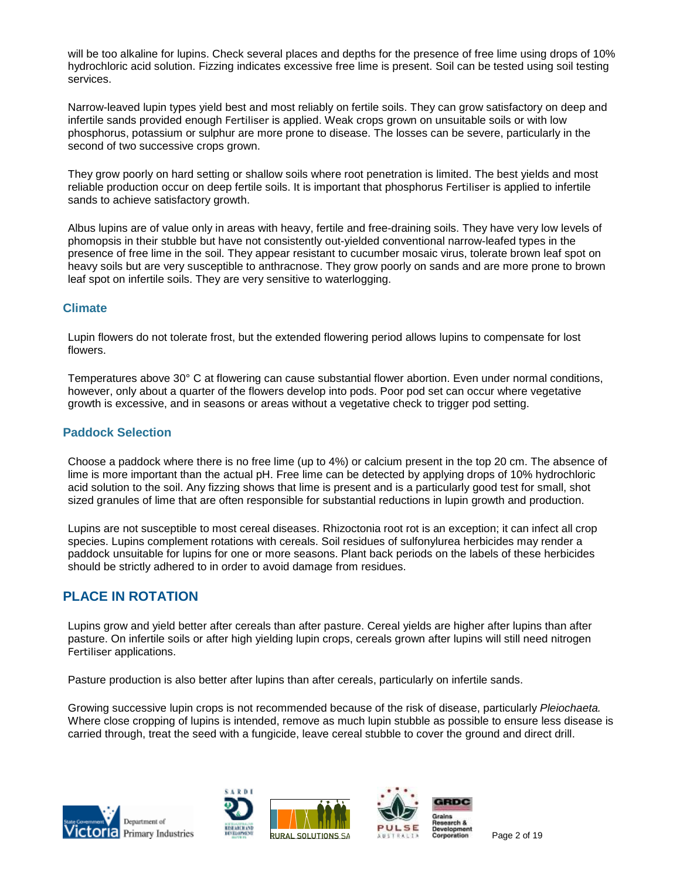will be too alkaline for lupins. Check several places and depths for the presence of free lime using drops of 10% hydrochloric acid solution. Fizzing indicates excessive free lime is present. Soil can be tested using soil testing services.

Narrow-leaved lupin types yield best and most reliably on fertile soils. They can grow satisfactory on deep and infertile sands provided enough Fertiliser is applied. Weak crops grown on unsuitable soils or with low phosphorus, potassium or sulphur are more prone to disease. The losses can be severe, particularly in the second of two successive crops grown.

They grow poorly on hard setting or shallow soils where root penetration is limited. The best yields and most reliable production occur on deep fertile soils. It is important that phosphorus Fertiliser is applied to infertile sands to achieve satisfactory growth.

Albus lupins are of value only in areas with heavy, fertile and free-draining soils. They have very low levels of phomopsis in their stubble but have not consistently out-yielded conventional narrow-leafed types in the presence of free lime in the soil. They appear resistant to cucumber mosaic virus, tolerate brown leaf spot on heavy soils but are very susceptible to anthracnose. They grow poorly on sands and are more prone to brown leaf spot on infertile soils. They are very sensitive to waterlogging.

### Climate

Lupin flowers do not tolerate frost, but the extended flowering period allows lupins to compensate for lost flowers.

Temperatures above 30° C at flowering can cause substantial flower abortion. Even under normal conditions, however, only about a quarter of the flowers develop into pods. Poor pod set can occur where vegetative growth is excessive, and in seasons or areas without a vegetative check to trigger pod setting.

### Paddock Selection

Choose a paddock where there is no free lime (up to 4%) or calcium present in the top 20 cm. The absence of lime is more important than the actual pH. Free lime can be detected by applying drops of 10% hydrochloric acid solution to the soil. Any fizzing shows that lime is present and is a particularly good test for small, shot sized granules of lime that are often responsible for substantial reductions in lupin growth and production.

Lupins are not susceptible to most cereal diseases. Rhizoctonia root rot is an exception; it can infect all crop species. Lupins complement rotations with cereals. Soil residues of sulfonylurea herbicides may render a paddock unsuitable for lupins for one or more seasons. Plant back periods on the labels of these herbicides should be strictly adhered to in order to avoid damage from residues.

## PLACE IN ROTATION

Lupins grow and yield better after cereals than after pasture. Cereal yields are higher after lupins than after pasture. On infertile soils or after high yielding lupin crops, cereals grown after lupins will still need nitrogen Fertiliser applications.

Pasture production is also better after lupins than after cereals, particularly on infertile sands.

Growing successive lupin crops is not recommended because of the risk of disease, particularly *Pleiochaeta.* Where close cropping of lupins is intended, remove as much lupin stubble as possible to ensure less disease is carried through, treat the seed with a fungicide, leave cereal stubble to cover the ground and direct drill.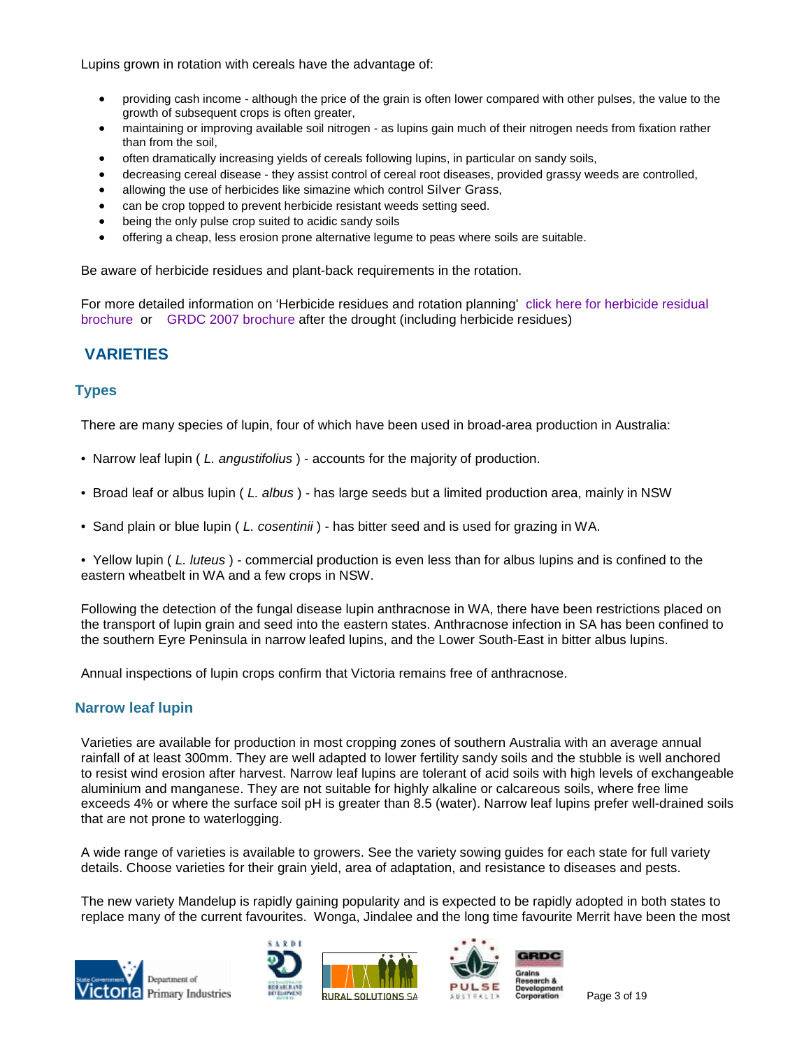Lupins grown in rotation with cereals have the advantage of:

- providing cash income - although the price of the grain is often lower compared with other pulses, the value to the growth of subsequent crops is often greater,
- maintaining or improving available soil nitrogen - as lupins gain much of their nitrogen needs from fixation rather than from the soil,
- often dramatically increasing yields of cereals following lupins, in particular on sandy soils,
- decreasing cereal disease - they assist control of cereal root diseases, provided grassy weeds are controlled,
- allowing the use of herbicides like simazine which control Silver Grass,
- can be crop topped to prevent herbicide resistant weeds setting seed.
- being the only pulse crop suited to acidic sandy soils
- offering a cheap, less erosion prone alternative legume to peas where soils are suitable.

Be aware of herbicide residues and plant-back requirements in the rotation.

For more detailed information on 'Herbicide residues and rotation planning' click here for herbicide residual brochure or GRDC 2007 brochure after the drought (including herbicide residues)

## VARIETIES

### Types

There are many species of lupin, four of which have been used in broad-area production in Australia:

- Narrow leaf lupin ( *L. angustifolius* ) - accounts for the majority of production.
- Broad leaf or albus lupin ( *L. albus* ) - has large seeds but a limited production area, mainly in NSW
- Sand plain or blue lupin ( *L. cosentinii* ) - has bitter seed and is used for grazing in WA.
- Yellow lupin ( *L. luteus* ) - commercial production is even less than for albus lupins and is confined to the eastern wheatbelt in WA and a few crops in NSW.

Following the detection of the fungal disease lupin anthracnose in WA, there have been restrictions placed on the transport of lupin grain and seed into the eastern states. Anthracnose infection in SA has been confined to the southern Eyre Peninsula in narrow leafed lupins, and the Lower South-East in bitter albus lupins.

Annual inspections of lupin crops confirm that Victoria remains free of anthracnose.

### Narrow leaf lupin

Varieties are available for production in most cropping zones of southern Australia with an average annual rainfall of at least 300mm. They are well adapted to lower fertility sandy soils and the stubble is well anchored to resist wind erosion after harvest. Narrow leaf lupins are tolerant of acid soils with high levels of exchangeable aluminium and manganese. They are not suitable for highly alkaline or calcareous soils, where free lime exceeds 4% or where the surface soil pH is greater than 8.5 (water). Narrow leaf lupins prefer well-drained soils that are not prone to waterlogging.

A wide range of varieties is available to growers. See the variety sowing guides for each state for full variety details. Choose varieties for their grain yield, area of adaptation, and resistance to diseases and pests.

The new variety Mandelup is rapidly gaining popularity and is expected to be rapidly adopted in both states to replace many of the current favourites. Wonga, Jindalee and the long time favourite Merrit have been the most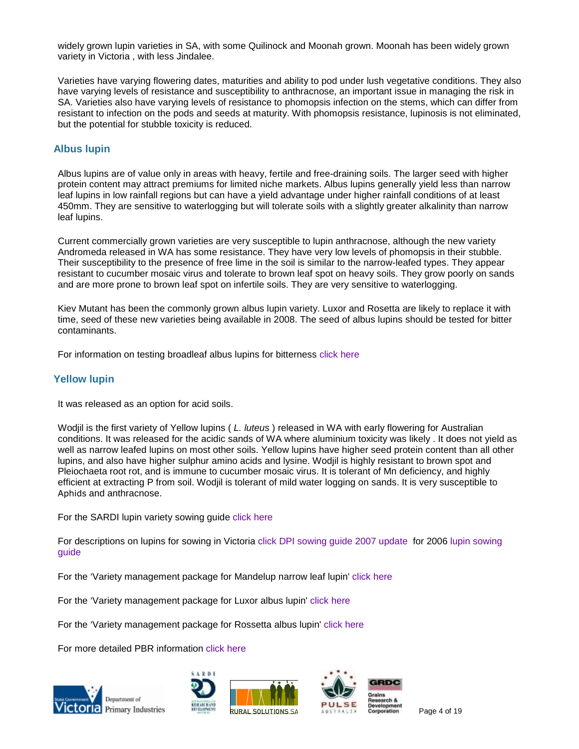widely grown lupin varieties in SA, with some Quilinock and Moonah grown. Moonah has been widely grown variety in Victoria , with less Jindalee.

Varieties have varying flowering dates, maturities and ability to pod under lush vegetative conditions. They also have varying levels of resistance and susceptibility to anthracnose, an important issue in managing the risk in SA. Varieties also have varying levels of resistance to phomopsis infection on the stems, which can differ from resistant to infection on the pods and seeds at maturity. With phomopsis resistance, lupinosis is not eliminated, but the potential for stubble toxicity is reduced.

## Albus lupin

Albus lupins are of value only in areas with heavy, fertile and free-draining soils. The larger seed with higher protein content may attract premiums for limited niche markets. Albus lupins generally yield less than narrow leaf lupins in low rainfall regions but can have a yield advantage under higher rainfall conditions of at least 450mm. They are sensitive to waterlogging but will tolerate soils with a slightly greater alkalinity than narrow leaf lupins.

Current commercially grown varieties are very susceptible to lupin anthracnose, although the new variety Andromeda released in WA has some resistance. They have very low levels of phomopsis in their stubble. Their susceptibility to the presence of free lime in the soil is similar to the narrow-leafed types. They appear resistant to cucumber mosaic virus and tolerate to brown leaf spot on heavy soils. They grow poorly on sands and are more prone to brown leaf spot on infertile soils. They are very sensitive to waterlogging.

Kiev Mutant has been the commonly grown albus lupin variety. Luxor and Rosetta are likely to replace it with time, seed of these new varieties being available in 2008. The seed of albus lupins should be tested for bitter contaminants.

For information on testing broadleaf albus lupins for bitterness click here

## Yellow lupin

It was released as an option for acid soils.

Wodjil is the first variety of Yellow lupins ( *L. luteus* ) released in WA with early flowering for Australian conditions. It was released for the acidic sands of WA where aluminium toxicity was likely . It does not yield as well as narrow leafed lupins on most other soils. Yellow lupins have higher seed protein content than all other lupins, and also have higher sulphur amino acids and lysine. Wodjil is highly resistant to brown spot and Pleiochaeta root rot, and is immune to cucumber mosaic virus. It is tolerant of Mn deficiency, and highly efficient at extracting P from soil. Wodjil is tolerant of mild water logging on sands. It is very susceptible to Aphids and anthracnose.

For the SARDI lupin variety sowing guide click here

For descriptions on lupins for sowing in Victoria click DPI sowing guide 2007 update for 2006 lupin sowing guide

For the 'Variety management package for Mandelup narrow leaf lupin' click here

For the 'Variety management package for Luxor albus lupin' click here

For the 'Variety management package for Rossetta albus lupin' click here

For more detailed PBR information click here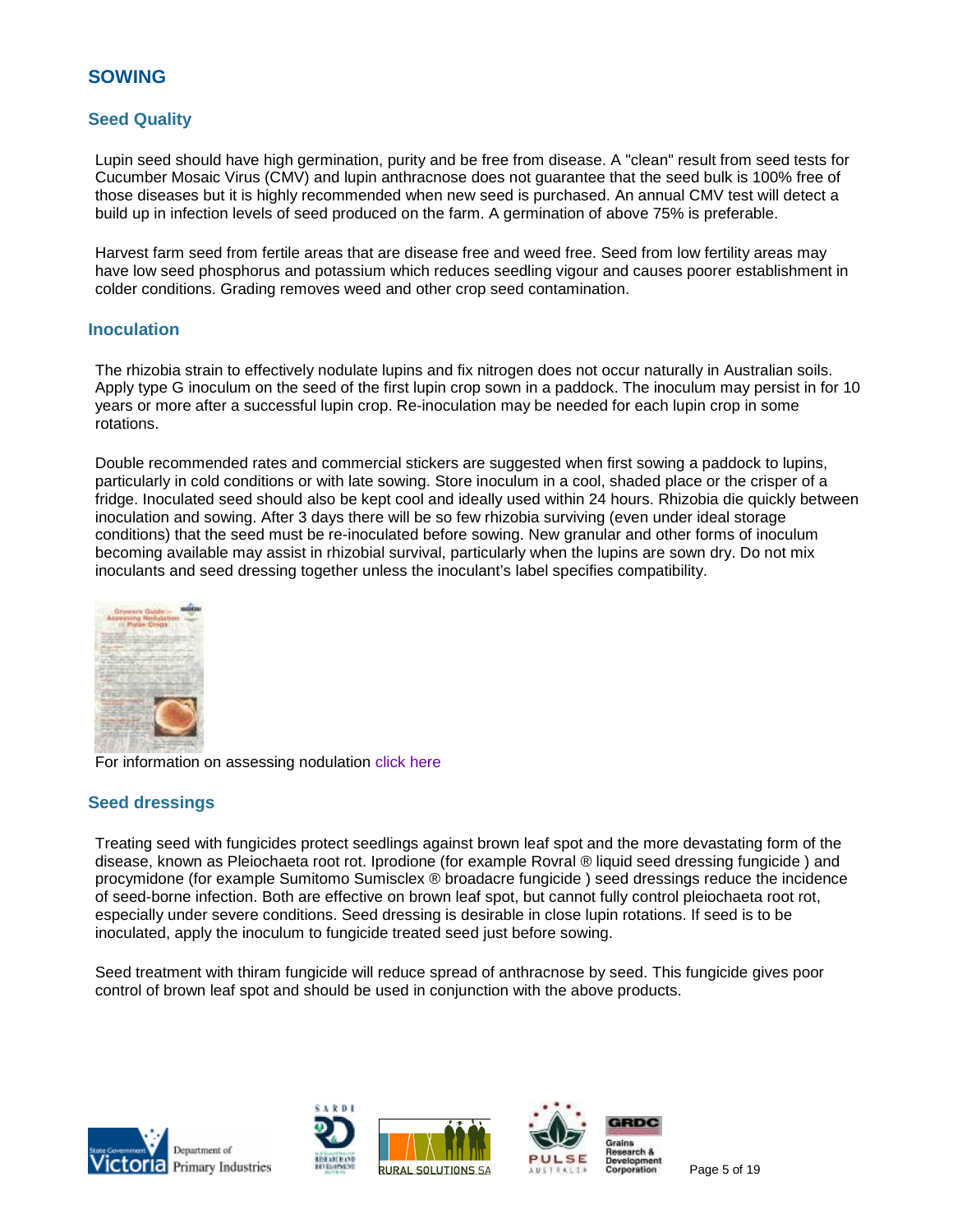## SOWING

### Seed Quality

Lupin seed should have high germination, purity and be free from disease. A "clean" result from seed tests for Cucumber Mosaic Virus (CMV) and lupin anthracnose does not guarantee that the seed bulk is 100% free of those diseases but it is highly recommended when new seed is purchased. An annual CMV test will detect a build up in infection levels of seed produced on the farm. A germination of above 75% is preferable.

Harvest farm seed from fertile areas that are disease free and weed free. Seed from low fertility areas may have low seed phosphorus and potassium which reduces seedling vigour and causes poorer establishment in colder conditions. Grading removes weed and other crop seed contamination.

### Inoculation

The rhizobia strain to effectively nodulate lupins and fix nitrogen does not occur naturally in Australian soils. Apply type G inoculum on the seed of the first lupin crop sown in a paddock. The inoculum may persist in for 10 years or more after a successful lupin crop. Re-inoculation may be needed for each lupin crop in some rotations.

Double recommended rates and commercial stickers are suggested when first sowing a paddock to lupins, particularly in cold conditions or with late sowing. Store inoculum in a cool, shaded place or the crisper of a fridge. Inoculated seed should also be kept cool and ideally used within 24 hours. Rhizobia die quickly between inoculation and sowing. After 3 days there will be so few rhizobia surviving (even under ideal storage conditions) that the seed must be re-inoculated before sowing. New granular and other forms of inoculum becoming available may assist in rhizobial survival, particularly when the lupins are sown dry. Do not mix inoculants and seed dressing together unless the inoculant's label specifies compatibility.

For information on assessing nodulation click here

### Seed dressings

Treating seed with fungicides protect seedlings against brown leaf spot and the more devastating form of the disease, known as Pleiochaeta root rot. Iprodione (for example Rovral ® liquid seed dressing fungicide ) and procymidone (for example Sumitomo Sumisclex ® broadacre fungicide ) seed dressings reduce the incidence of seed-borne infection. Both are effective on brown leaf spot, but cannot fully control pleiochaeta root rot, especially under severe conditions. Seed dressing is desirable in close lupin rotations. If seed is to be inoculated, apply the inoculum to fungicide treated seed just before sowing.

Seed treatment with thiram fungicide will reduce spread of anthracnose by seed. This fungicide gives poor control of brown leaf spot and should be used in conjunction with the above products.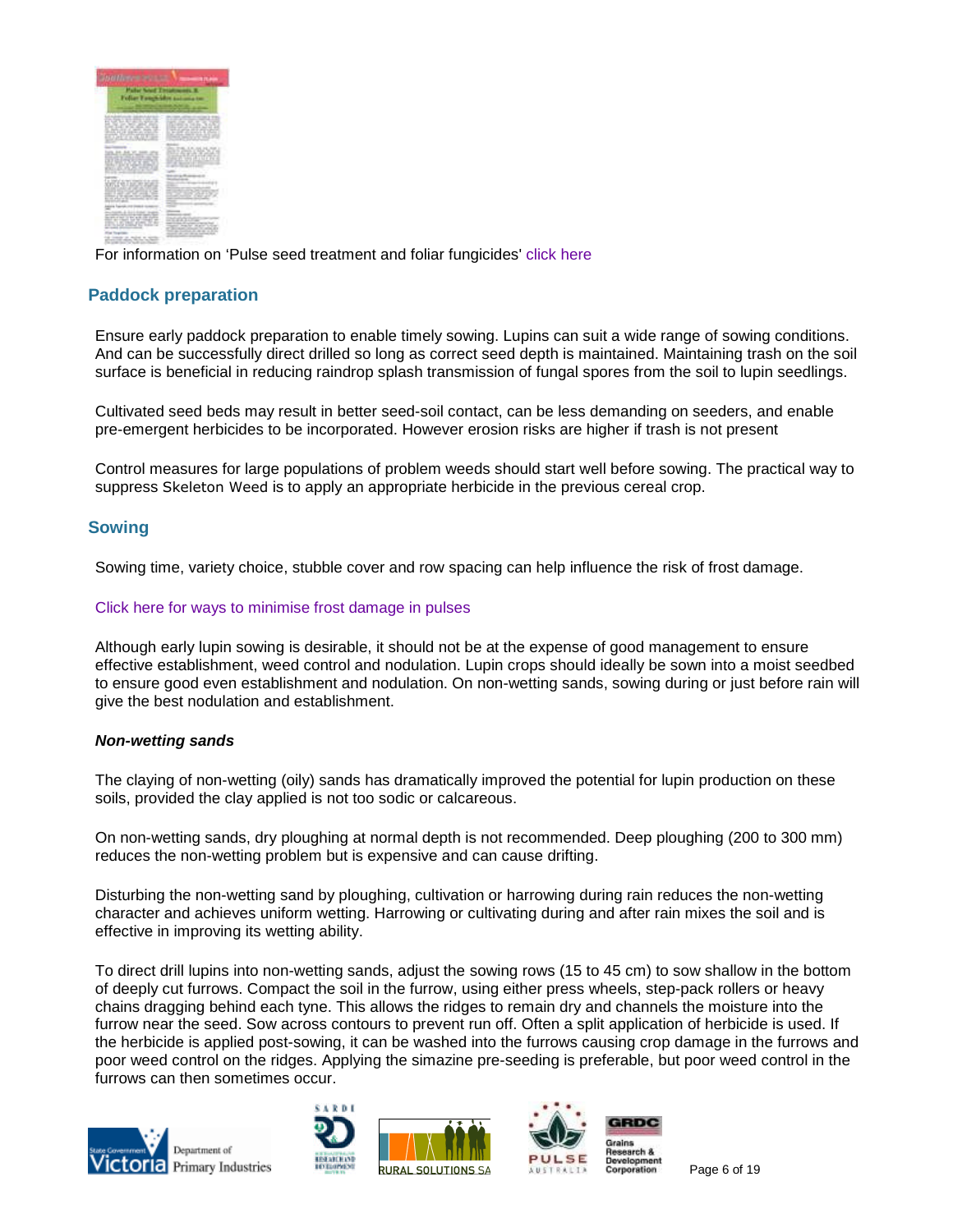For information on 'Pulse seed treatment and foliar fungicides' click here

## Paddock preparation

Ensure early paddock preparation to enable timely sowing. Lupins can suit a wide range of sowing conditions. And can be successfully direct drilled so long as correct seed depth is maintained. Maintaining trash on the soil surface is beneficial in reducing raindrop splash transmission of fungal spores from the soil to lupin seedlings.

Cultivated seed beds may result in better seed-soil contact, can be less demanding on seeders, and enable pre-emergent herbicides to be incorporated. However erosion risks are higher if trash is not present

Control measures for large populations of problem weeds should start well before sowing. The practical way to suppress Skeleton Weed is to apply an appropriate herbicide in the previous cereal crop.

## Sowing

Sowing time, variety choice, stubble cover and row spacing can help influence the risk of frost damage.

Click here for ways to minimise frost damage in pulses

Although early lupin sowing is desirable, it should not be at the expense of good management to ensure effective establishment, weed control and nodulation. Lupin crops should ideally be sown into a moist seedbed to ensure good even establishment and nodulation. On non-wetting sands, sowing during or just before rain will give the best nodulation and establishment.

### *Non-wetting sands*

The claying of non-wetting (oily) sands has dramatically improved the potential for lupin production on these soils, provided the clay applied is not too sodic or calcareous.

On non-wetting sands, dry ploughing at normal depth is not recommended. Deep ploughing (200 to 300 mm) reduces the non-wetting problem but is expensive and can cause drifting.

Disturbing the non-wetting sand by ploughing, cultivation or harrowing during rain reduces the non-wetting character and achieves uniform wetting. Harrowing or cultivating during and after rain mixes the soil and is effective in improving its wetting ability.

To direct drill lupins into non-wetting sands, adjust the sowing rows (15 to 45 cm) to sow shallow in the bottom of deeply cut furrows. Compact the soil in the furrow, using either press wheels, step-pack rollers or heavy chains dragging behind each tyne. This allows the ridges to remain dry and channels the moisture into the furrow near the seed. Sow across contours to prevent run off. Often a split application of herbicide is used. If the herbicide is applied post-sowing, it can be washed into the furrows causing crop damage in the furrows and poor weed control on the ridges. Applying the simazine pre-seeding is preferable, but poor weed control in the furrows can then sometimes occur.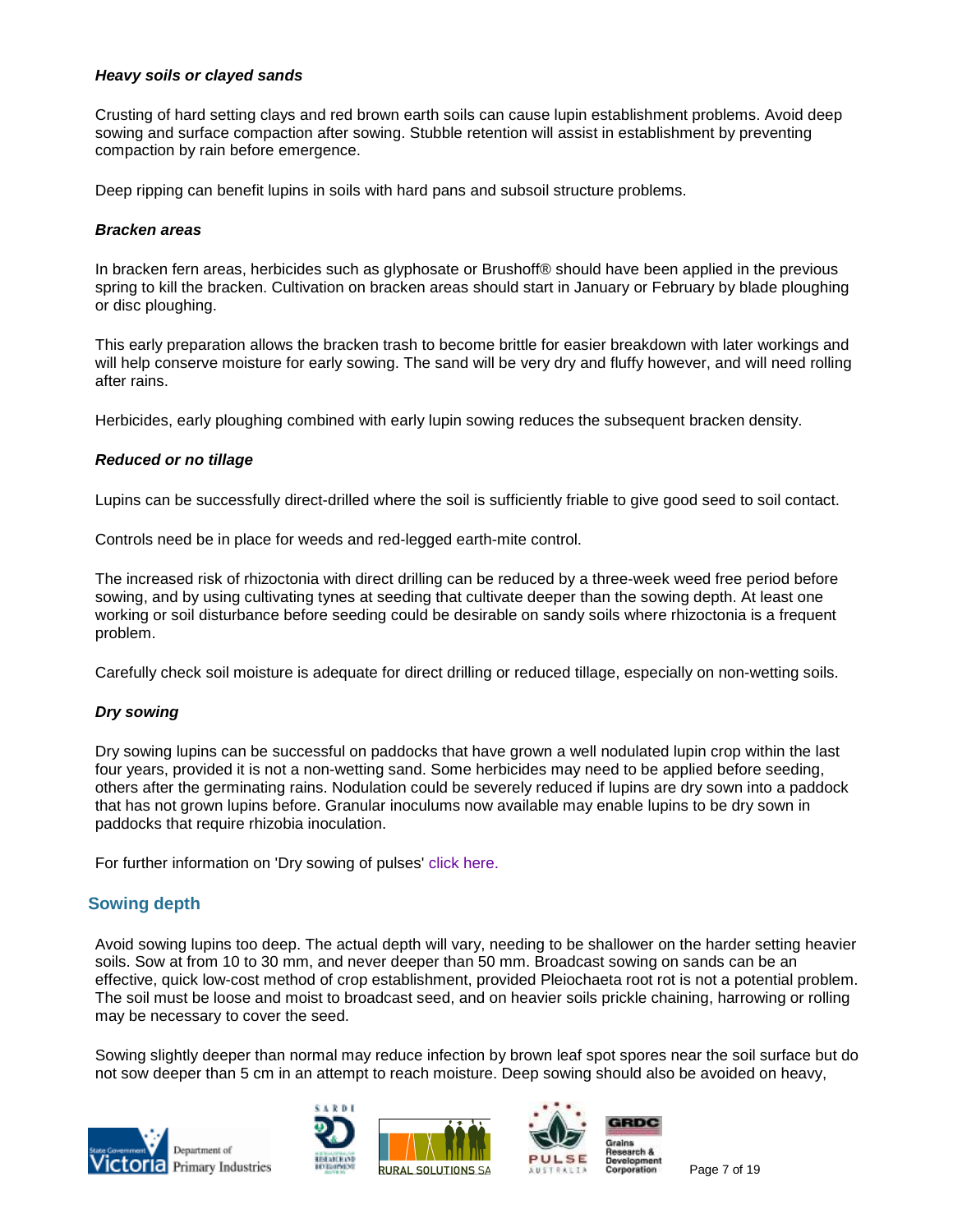### *Heavy soils or clayed sands*

Crusting of hard setting clays and red brown earth soils can cause lupin establishment problems. Avoid deep sowing and surface compaction after sowing. Stubble retention will assist in establishment by preventing compaction by rain before emergence.

Deep ripping can benefit lupins in soils with hard pans and subsoil structure problems.

### *Bracken areas*

In bracken fern areas, herbicides such as glyphosate or Brushoff® should have been applied in the previous spring to kill the bracken. Cultivation on bracken areas should start in January or February by blade ploughing or disc ploughing.

This early preparation allows the bracken trash to become brittle for easier breakdown with later workings and will help conserve moisture for early sowing. The sand will be very dry and fluffy however, and will need rolling after rains.

Herbicides, early ploughing combined with early lupin sowing reduces the subsequent bracken density.

### *Reduced or no tillage*

Lupins can be successfully direct-drilled where the soil is sufficiently friable to give good seed to soil contact.

Controls need be in place for weeds and red-legged earth-mite control.

The increased risk of rhizoctonia with direct drilling can be reduced by a three-week weed free period before sowing, and by using cultivating tynes at seeding that cultivate deeper than the sowing depth. At least one working or soil disturbance before seeding could be desirable on sandy soils where rhizoctonia is a frequent problem.

Carefully check soil moisture is adequate for direct drilling or reduced tillage, especially on non-wetting soils.

### *Dry sowing*

Dry sowing lupins can be successful on paddocks that have grown a well nodulated lupin crop within the last four years, provided it is not a non-wetting sand. Some herbicides may need to be applied before seeding, others after the germinating rains. Nodulation could be severely reduced if lupins are dry sown into a paddock that has not grown lupins before. Granular inoculums now available may enable lupins to be dry sown in paddocks that require rhizobia inoculation.

For further information on 'Dry sowing of pulses' click here.

## Sowing depth

Avoid sowing lupins too deep. The actual depth will vary, needing to be shallower on the harder setting heavier soils. Sow at from 10 to 30 mm, and never deeper than 50 mm. Broadcast sowing on sands can be an effective, quick low-cost method of crop establishment, provided Pleiochaeta root rot is not a potential problem. The soil must be loose and moist to broadcast seed, and on heavier soils prickle chaining, harrowing or rolling may be necessary to cover the seed.

Sowing slightly deeper than normal may reduce infection by brown leaf spot spores near the soil surface but do not sow deeper than 5 cm in an attempt to reach moisture. Deep sowing should also be avoided on heavy,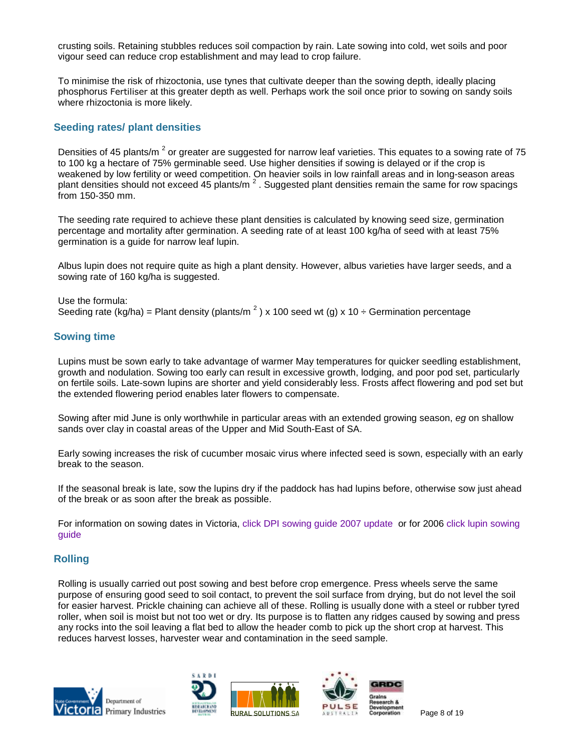crusting soils. Retaining stubbles reduces soil compaction by rain. Late sowing into cold, wet soils and poor vigour seed can reduce crop establishment and may lead to crop failure.

To minimise the risk of rhizoctonia, use tynes that cultivate deeper than the sowing depth, ideally placing phosphorus Fertiliser at this greater depth as well. Perhaps work the soil once prior to sowing on sandy soils where rhizoctonia is more likely.

## Seeding rates/ plant densities

Densities of 45 plants/m $^2$ or greater are suggested for narrow leaf varieties. This equates to a sowing rate of 75 to 100 kg a hectare of 75% germinable seed. Use higher densities if sowing is delayed or if the crop is weakened by low fertility or weed competition. On heavier soils in low rainfall areas and in long-season areas plant densities should not exceed 45 plants/m $^2$. Suggested plant densities remain the same for row spacings from 150-350 mm.

The seeding rate required to achieve these plant densities is calculated by knowing seed size, germination percentage and mortality after germination. A seeding rate of at least 100 kg/ha of seed with at least 75% germination is a guide for narrow leaf lupin.

Albus lupin does not require quite as high a plant density. However, albus varieties have larger seeds, and a sowing rate of 160 kg/ha is suggested.

Use the formula:
Seeding rate (kg/ha) = Plant density (plants/m $^2$) x 100 seed wt (g) x 10 ÷ Germination percentage

## Sowing time

Lupins must be sown early to take advantage of warmer May temperatures for quicker seedling establishment, growth and nodulation. Sowing too early can result in excessive growth, lodging, and poor pod set, particularly on fertile soils. Late-sown lupins are shorter and yield considerably less. Frosts affect flowering and pod set but the extended flowering period enables later flowers to compensate.

Sowing after mid June is only worthwhile in particular areas with an extended growing season, *eg* on shallow sands over clay in coastal areas of the Upper and Mid South-East of SA.

Early sowing increases the risk of cucumber mosaic virus where infected seed is sown, especially with an early break to the season.

If the seasonal break is late, sow the lupins dry if the paddock has had lupins before, otherwise sow just ahead of the break or as soon after the break as possible.

For information on sowing dates in Victoria, click DPI sowing guide 2007 update or for 2006 click lupin sowing guide

## Rolling

Rolling is usually carried out post sowing and best before crop emergence. Press wheels serve the same purpose of ensuring good seed to soil contact, to prevent the soil surface from drying, but do not level the soil for easier harvest. Prickle chaining can achieve all of these. Rolling is usually done with a steel or rubber tyred roller, when soil is moist but not too wet or dry. Its purpose is to flatten any ridges caused by sowing and press any rocks into the soil leaving a flat bed to allow the header comb to pick up the short crop at harvest. This reduces harvest losses, harvester wear and contamination in the seed sample.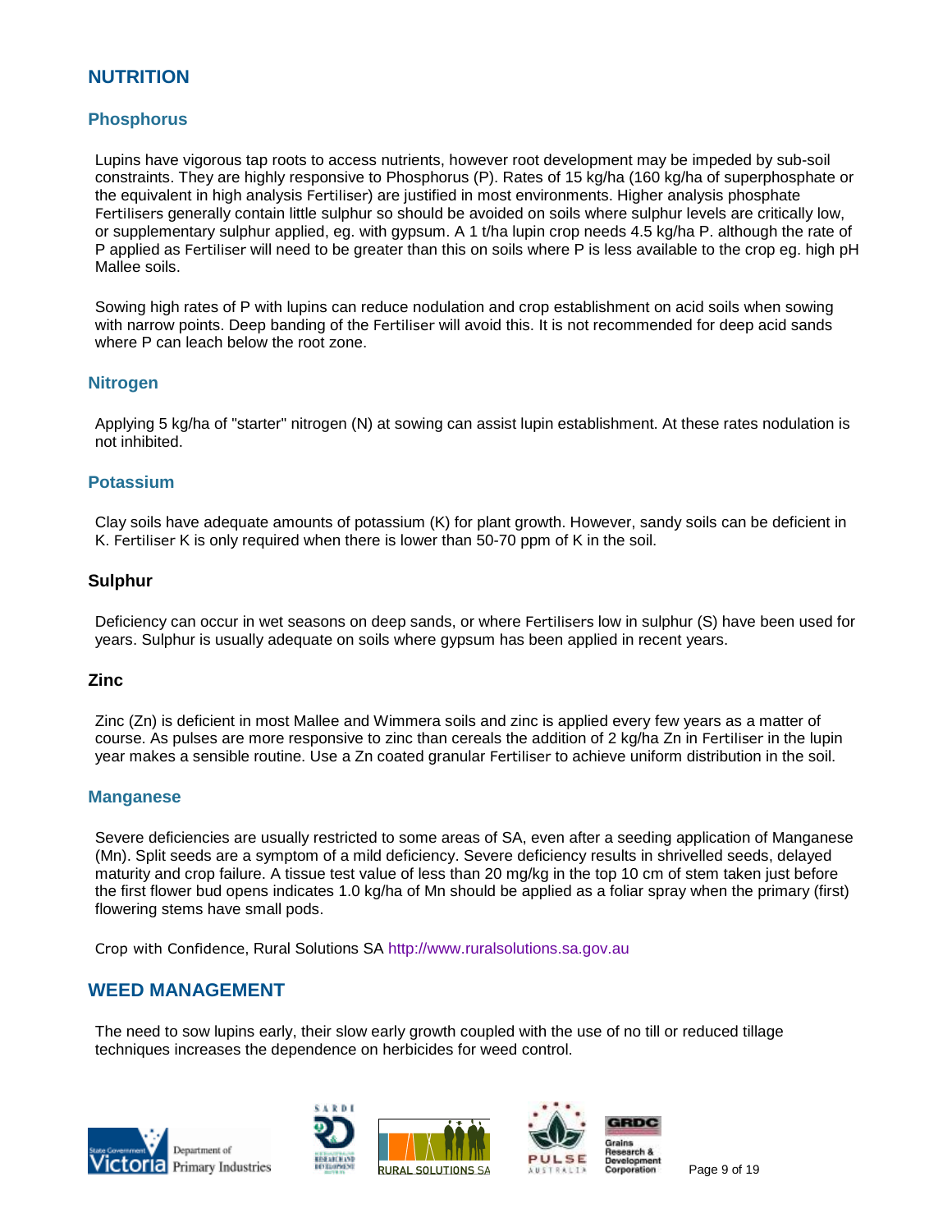## NUTRITION

### Phosphorus

Lupins have vigorous tap roots to access nutrients, however root development may be impeded by sub-soil constraints. They are highly responsive to Phosphorus (P). Rates of 15 kg/ha (160 kg/ha of superphosphate or the equivalent in high analysis Fertiliser) are justified in most environments. Higher analysis phosphate Fertilisers generally contain little sulphur so should be avoided on soils where sulphur levels are critically low, or supplementary sulphur applied, eg. with gypsum. A 1 t/ha lupin crop needs 4.5 kg/ha P. although the rate of P applied as Fertiliser will need to be greater than this on soils where P is less available to the crop eg. high pH Mallee soils.

Sowing high rates of P with lupins can reduce nodulation and crop establishment on acid soils when sowing with narrow points. Deep banding of the Fertiliser will avoid this. It is not recommended for deep acid sands where P can leach below the root zone.

### Nitrogen

Applying 5 kg/ha of "starter" nitrogen (N) at sowing can assist lupin establishment. At these rates nodulation is not inhibited.

### Potassium

Clay soils have adequate amounts of potassium (K) for plant growth. However, sandy soils can be deficient in K. Fertiliser K is only required when there is lower than 50-70 ppm of K in the soil.

### Sulphur

Deficiency can occur in wet seasons on deep sands, or where Fertilisers low in sulphur (S) have been used for years. Sulphur is usually adequate on soils where gypsum has been applied in recent years.

### Zinc

Zinc (Zn) is deficient in most Mallee and Wimmera soils and zinc is applied every few years as a matter of course. As pulses are more responsive to zinc than cereals the addition of 2 kg/ha Zn in Fertiliser in the lupin year makes a sensible routine. Use a Zn coated granular Fertiliser to achieve uniform distribution in the soil.

### Manganese

Severe deficiencies are usually restricted to some areas of SA, even after a seeding application of Manganese (Mn). Split seeds are a symptom of a mild deficiency. Severe deficiency results in shrivelled seeds, delayed maturity and crop failure. A tissue test value of less than 20 mg/kg in the top 10 cm of stem taken just before the first flower bud opens indicates 1.0 kg/ha of Mn should be applied as a foliar spray when the primary (first) flowering stems have small pods.

Crop with Confidence, Rural Solutions SA http://www.ruralsolutions.sa.gov.au

## WEED MANAGEMENT

The need to sow lupins early, their slow early growth coupled with the use of no till or reduced tillage techniques increases the dependence on herbicides for weed control.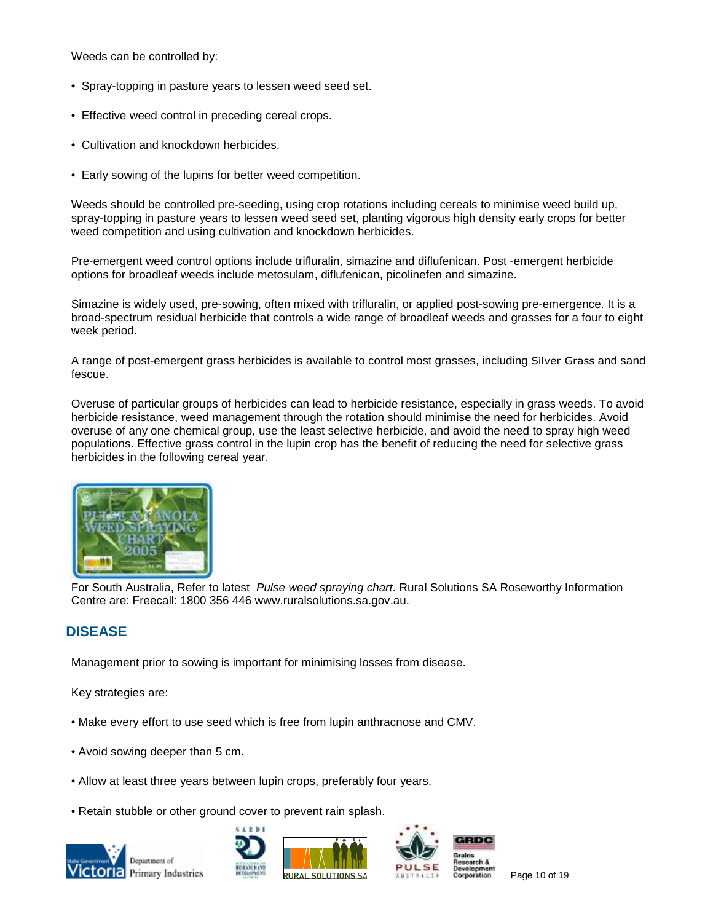Weeds can be controlled by:

- Spray-topping in pasture years to lessen weed seed set.
- Effective weed control in preceding cereal crops.
- Cultivation and knockdown herbicides.
- Early sowing of the lupins for better weed competition.

Weeds should be controlled pre-seeding, using crop rotations including cereals to minimise weed build up, spray-topping in pasture years to lessen weed seed set, planting vigorous high density early crops for better weed competition and using cultivation and knockdown herbicides.

Pre-emergent weed control options include trifluralin, simazine and diflufenican. Post -emergent herbicide options for broadleaf weeds include metosulam, diflufenican, picolinefen and simazine.

Simazine is widely used, pre-sowing, often mixed with trifluralin, or applied post-sowing pre-emergence. It is a broad-spectrum residual herbicide that controls a wide range of broadleaf weeds and grasses for a four to eight week period.

A range of post-emergent grass herbicides is available to control most grasses, including Silver Grass and sand fescue.

Overuse of particular groups of herbicides can lead to herbicide resistance, especially in grass weeds. To avoid herbicide resistance, weed management through the rotation should minimise the need for herbicides. Avoid overuse of any one chemical group, use the least selective herbicide, and avoid the need to spray high weed populations. Effective grass control in the lupin crop has the benefit of reducing the need for selective grass herbicides in the following cereal year.

For South Australia, Refer to latest *Pulse weed spraying chart*. Rural Solutions SA Roseworthy Information Centre are: Freecall: 1800 356 446 www.ruralsolutions.sa.gov.au.

## DISEASE

Management prior to sowing is important for minimising losses from disease.

Key strategies are:

- Make every effort to use seed which is free from lupin anthracnose and CMV.
- Avoid sowing deeper than 5 cm.
- Allow at least three years between lupin crops, preferably four years.
- Retain stubble or other ground cover to prevent rain splash.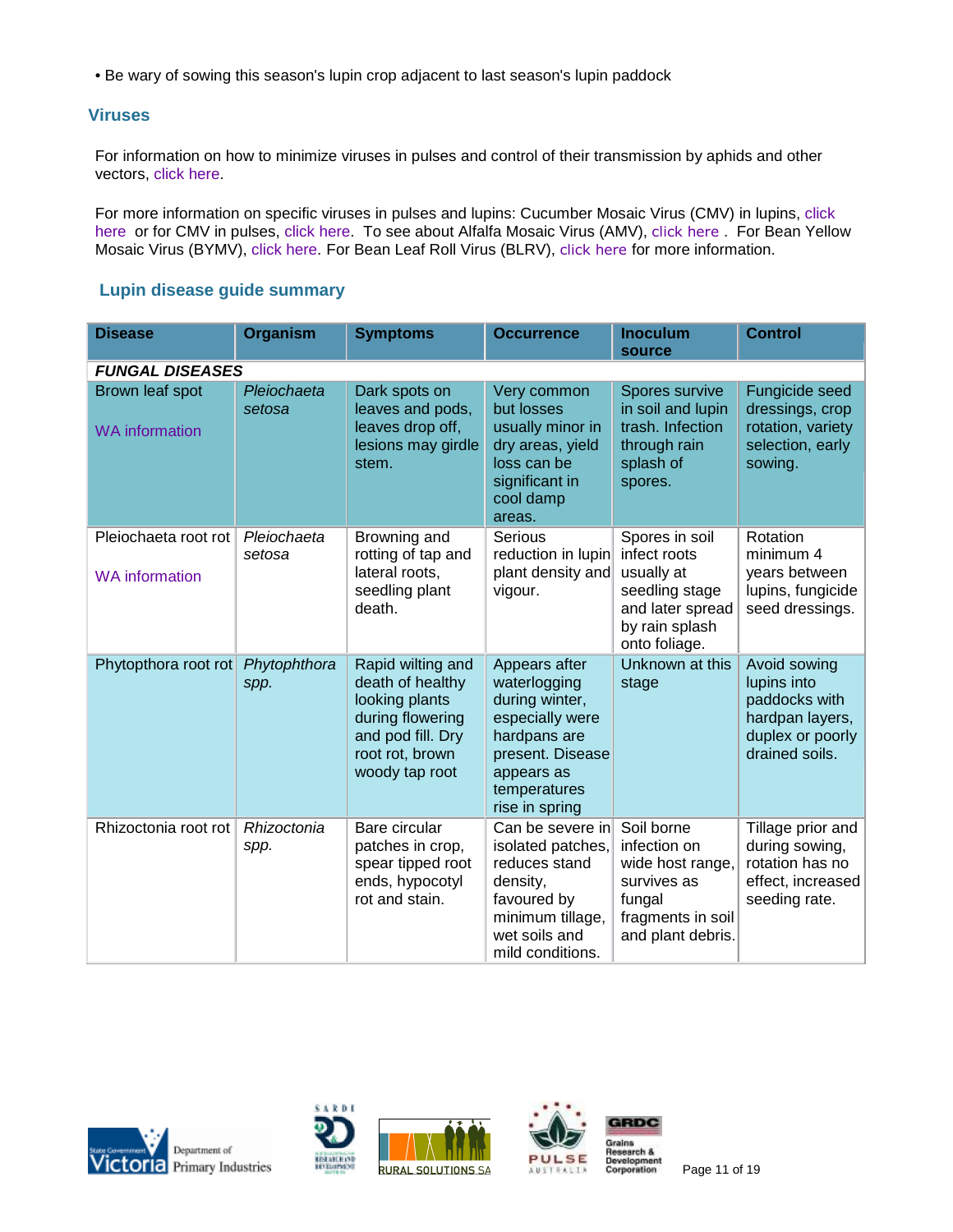• Be wary of sowing this season's lupin crop adjacent to last season's lupin paddock

## Viruses

For information on how to minimize viruses in pulses and control of their transmission by aphids and other vectors, click here.

For more information on specific viruses in pulses and lupins: Cucumber Mosaic Virus (CMV) in lupins, click here or for CMV in pulses, click here. To see about Alfalfa Mosaic Virus (AMV), click here . For Bean Yellow Mosaic Virus (BYMV), click here. For Bean Leaf Roll Virus (BLRV), click here for more information.

## Lupin disease guide summary

| Disease | Organism | Symptoms | Occurrence | Inoculum source | Control |
|---|---|---|---|---|---|
| ***FUNGAL DISEASES*** | | | | | |
| Brown leaf spot<br><br>WA information | *Pleiochaeta setosa* | Dark spots on leaves and pods, leaves drop off, lesions may girdle stem. | Very common but losses usually minor in dry areas, yield loss can be significant in cool damp areas. | Spores survive in soil and lupin trash. Infection through rain splash of spores. | Fungicide seed dressings, crop rotation, variety selection, early sowing. |
| Pleiochaeta root rot<br><br>WA information | *Pleiochaeta setosa* | Browning and rotting of tap and lateral roots, seedling plant death. | Serious reduction in lupin plant density and vigour. | Spores in soil infect roots usually at seedling stage and later spread by rain splash onto foliage. | Rotation minimum 4 years between lupins, fungicide seed dressings. |
| Phytopthora root rot | *Phytophthora spp.* | Rapid wilting and death of healthy looking plants during flowering and pod fill. Dry root rot, brown woody tap root | Appears after waterlogging during winter, especially were hardpans are present. Disease appears as temperatures rise in spring | Unknown at this stage | Avoid sowing lupins into paddocks with hardpan layers, duplex or poorly drained soils. |
| Rhizoctonia root rot | *Rhizoctonia spp.* | Bare circular patches in crop, spear tipped root ends, hypocotyl rot and stain. | Can be severe in isolated patches, reduces stand density, favoured by minimum tillage, wet soils and mild conditions. | Soil borne infection on wide host range, survives as fungal fragments in soil and plant debris. | Tillage prior and during sowing, rotation has no effect, increased seeding rate. |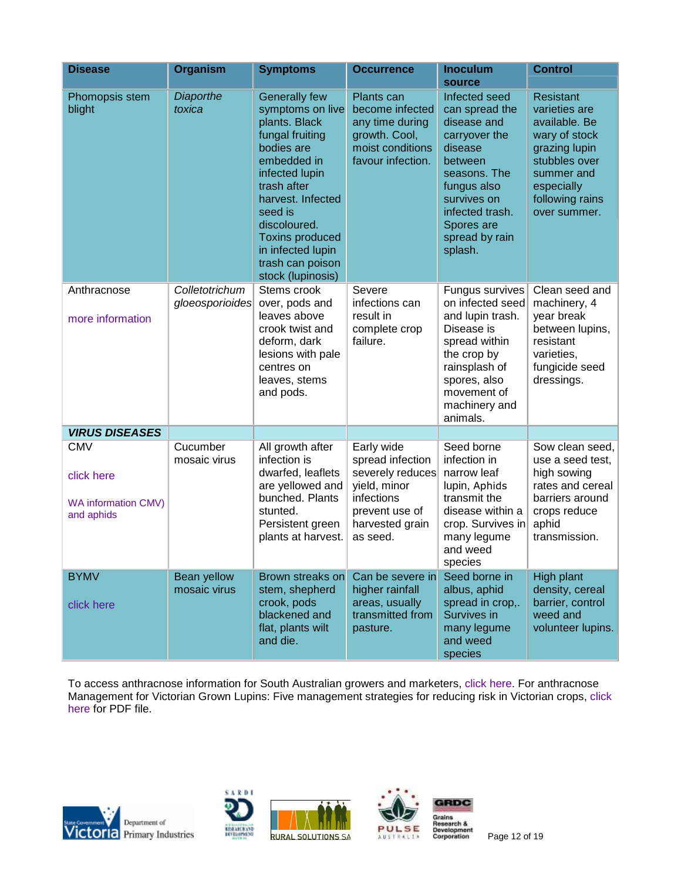| Disease | Organism | Symptoms | Occurrence | Inoculum source | Control |
|---|---|---|---|---|---|
| Phomopsis stem blight | *Diaporthe toxica* | Generally few symptoms on live plants. Black fungal fruiting bodies are embedded in infected lupin trash after harvest. Infected seed is discoloured. Toxins produced in infected lupin trash can poison stock (lupinosis) | Plants can become infected any time during growth. Cool, moist conditions favour infection. | Infected seed can spread the disease and carryover the disease between seasons. The fungus also survives on infected trash. Spores are spread by rain splash. | Resistant varieties are available. Be wary of stock grazing lupin stubbles over summer and especially following rains over summer. |
| Anthracnose<br><br>more information | *Colletotrichum gloeosporioides* | Stems crook over, pods and leaves above crook twist and deform, dark lesions with pale centres on leaves, stems and pods. | Severe infections can result in complete crop failure. | Fungus survives on infected seed and lupin trash. Disease is spread within the crop by rainsplash of spores, also movement of machinery and animals. | Clean seed and machinery, 4 year break between lupins, resistant varieties, fungicide seed dressings. |
| ***VIRUS DISEASES*** | | | | | |
| CMV<br><br>click here<br><br>WA information CMV) and aphids | Cucumber mosaic virus | All growth after infection is dwarfed, leaflets are yellowed and bunched. Plants stunted. Persistent green plants at harvest. | Early wide spread infection severely reduces yield, minor infections prevent use of harvested grain as seed. | Seed borne infection in narrow leaf lupin, Aphids transmit the disease within a crop. Survives in many legume and weed species | Sow clean seed, use a seed test, high sowing rates and cereal barriers around crops reduce aphid transmission. |
| BYMV<br><br>click here | Bean yellow mosaic virus | Brown streaks on stem, shepherd crook, pods blackened and flat, plants wilt and die. | Can be severe in higher rainfall areas, usually transmitted from pasture. | Seed borne in albus, aphid spread in crop,. Survives in many legume and weed species | High plant density, cereal barrier, control weed and volunteer lupins. |

To access anthracnose information for South Australian growers and marketers, click here. For anthracnose Management for Victorian Grown Lupins: Five management strategies for reducing risk in Victorian crops, click here for PDF file.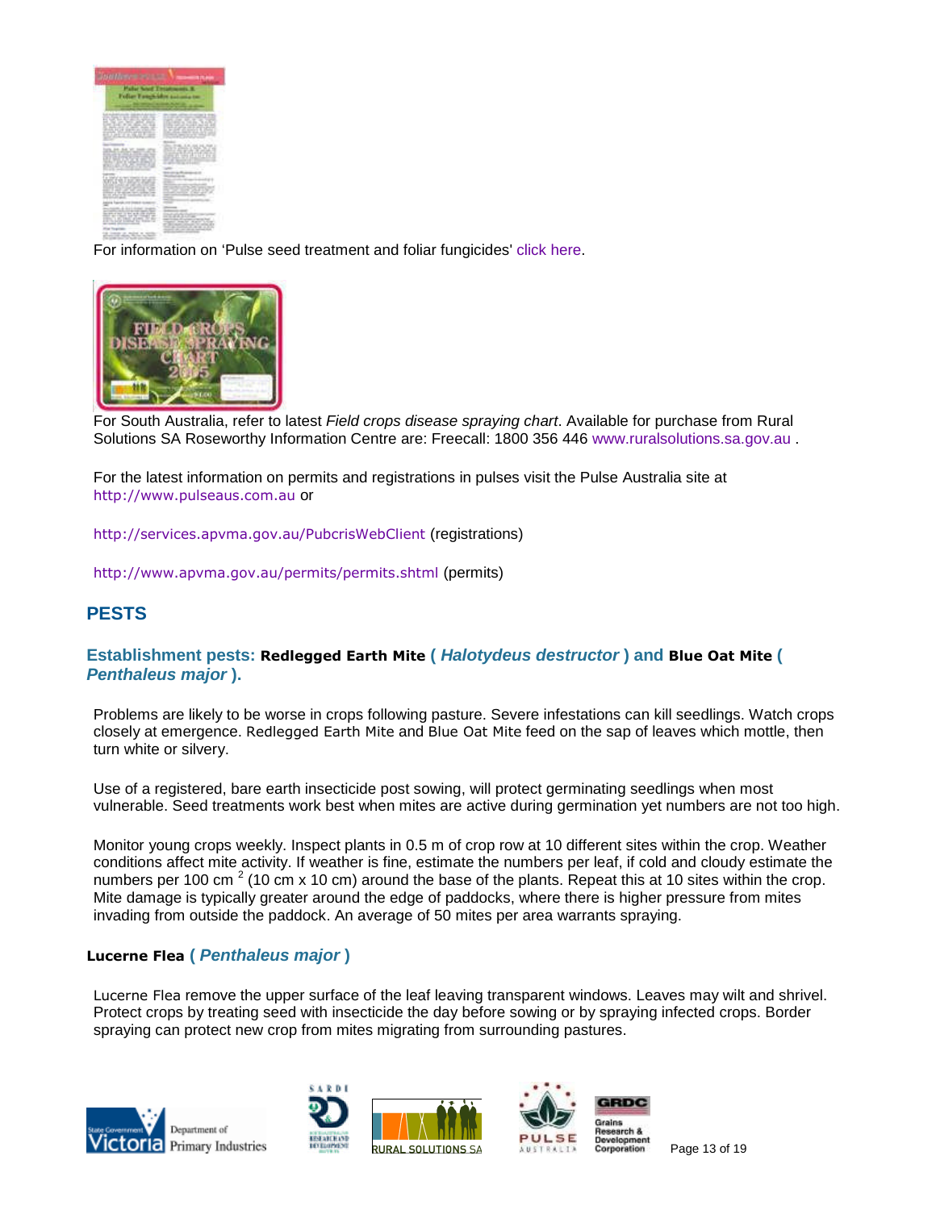For information on 'Pulse seed treatment and foliar fungicides' click here.

For South Australia, refer to latest *Field crops disease spraying chart*. Available for purchase from Rural Solutions SA Roseworthy Information Centre are: Freecall: 1800 356 446 www.ruralsolutions.sa.gov.au .

For the latest information on permits and registrations in pulses visit the Pulse Australia site at http://www.pulseaus.com.au or

http://services.apvma.gov.au/PubcrisWebClient (registrations)

http://www.apvma.gov.au/permits/permits.shtml (permits)

## PESTS

### Establishment pests: Redlegged Earth Mite ( *Halotydeus destructor* ) and Blue Oat Mite ( *Penthaleus major* ).

Problems are likely to be worse in crops following pasture. Severe infestations can kill seedlings. Watch crops closely at emergence. Redlegged Earth Mite and Blue Oat Mite feed on the sap of leaves which mottle, then turn white or silvery.

Use of a registered, bare earth insecticide post sowing, will protect germinating seedlings when most vulnerable. Seed treatments work best when mites are active during germination yet numbers are not too high.

Monitor young crops weekly. Inspect plants in 0.5 m of crop row at 10 different sites within the crop. Weather conditions affect mite activity. If weather is fine, estimate the numbers per leaf, if cold and cloudy estimate the numbers per 100 $cm^2$ (10 cm x 10 cm) around the base of the plants. Repeat this at 10 sites within the crop. Mite damage is typically greater around the edge of paddocks, where there is higher pressure from mites invading from outside the paddock. An average of 50 mites per area warrants spraying.

#### Lucerne Flea ( *Penthaleus major* )

Lucerne Flea remove the upper surface of the leaf leaving transparent windows. Leaves may wilt and shrivel. Protect crops by treating seed with insecticide the day before sowing or by spraying infected crops. Border spraying can protect new crop from mites migrating from surrounding pastures.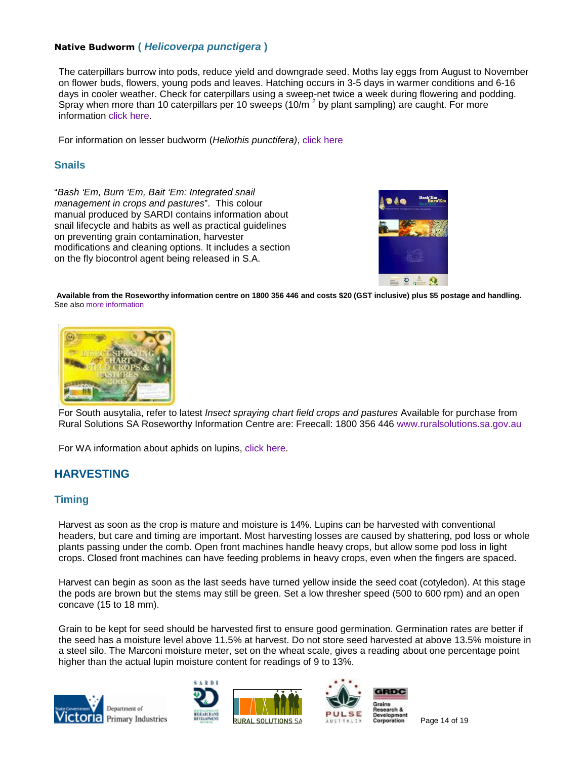### Native Budworm ( *Helicoverpa punctigera* )

The caterpillars burrow into pods, reduce yield and downgrade seed. Moths lay eggs from August to November on flower buds, flowers, young pods and leaves. Hatching occurs in 3-5 days in warmer conditions and 6-16 days in cooler weather. Check for caterpillars using a sweep-net twice a week during flowering and podding. Spray when more than 10 caterpillars per 10 sweeps (10/m $^2$ by plant sampling) are caught. For more information click here.

For information on lesser budworm (*Heliothis punctifera)*, click here

## Snails

"*Bash 'Em, Burn 'Em, Bait 'Em: Integrated snail management in crops and pastures*". This colour manual produced by SARDI contains information about snail lifecycle and habits as well as practical guidelines on preventing grain contamination, harvester modifications and cleaning options. It includes a section on the fly biocontrol agent being released in S.A.

**Available from the Roseworthy information centre on 1800 356 446 and costs $20 (GST inclusive) plus $5 postage and handling.**
See also more information

For South ausytalia, refer to latest *Insect spraying chart field crops and pastures* Available for purchase from Rural Solutions SA Roseworthy Information Centre are: Freecall: 1800 356 446 www.ruralsolutions.sa.gov.au

For WA information about aphids on lupins, click here.

# HARVESTING

## Timing

Harvest as soon as the crop is mature and moisture is 14%. Lupins can be harvested with conventional headers, but care and timing are important. Most harvesting losses are caused by shattering, pod loss or whole plants passing under the comb. Open front machines handle heavy crops, but allow some pod loss in light crops. Closed front machines can have feeding problems in heavy crops, even when the fingers are spaced.

Harvest can begin as soon as the last seeds have turned yellow inside the seed coat (cotyledon). At this stage the pods are brown but the stems may still be green. Set a low thresher speed (500 to 600 rpm) and an open concave (15 to 18 mm).

Grain to be kept for seed should be harvested first to ensure good germination. Germination rates are better if the seed has a moisture level above 11.5% at harvest. Do not store seed harvested at above 13.5% moisture in a steel silo. The Marconi moisture meter, set on the wheat scale, gives a reading about one percentage point higher than the actual lupin moisture content for readings of 9 to 13%.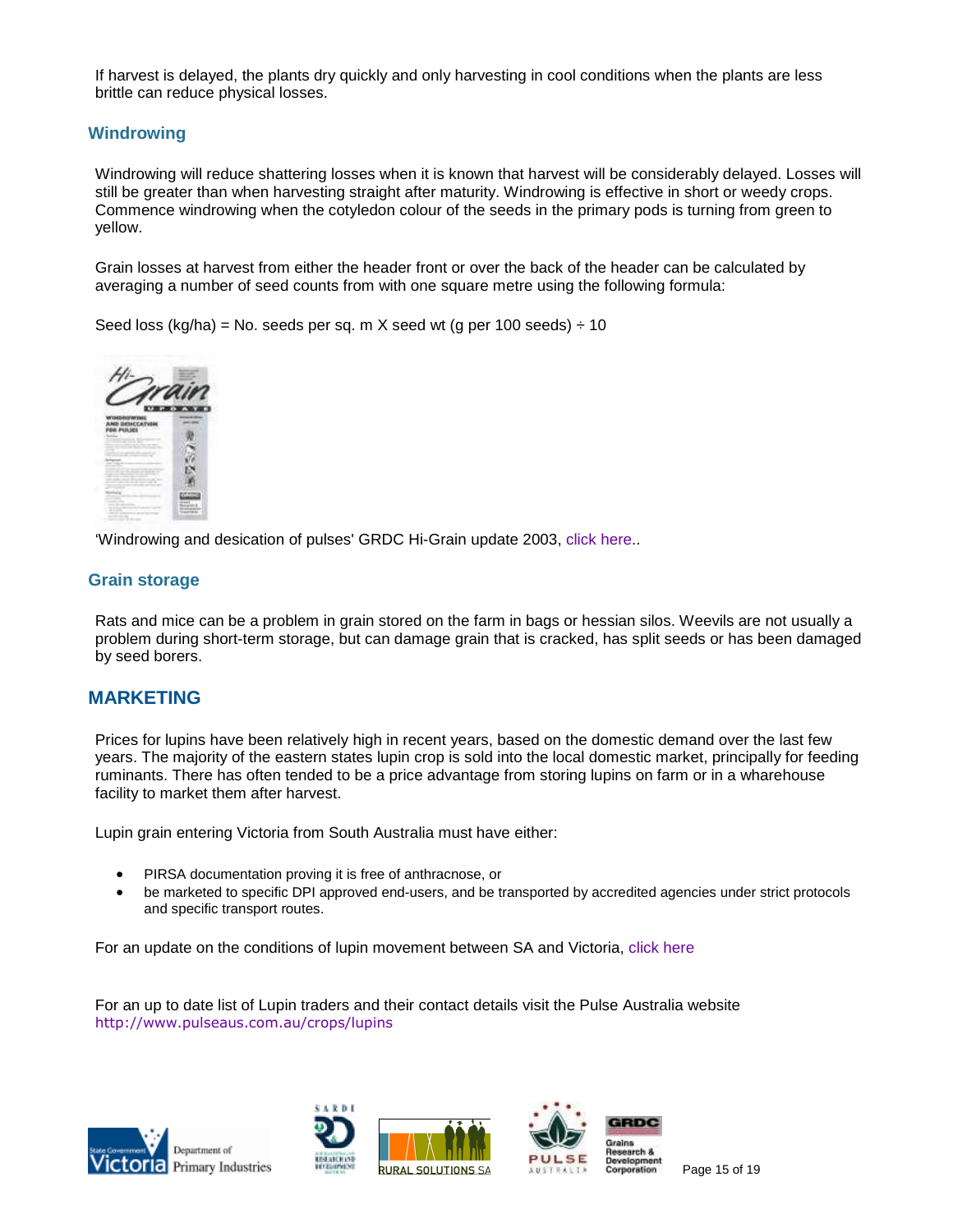If harvest is delayed, the plants dry quickly and only harvesting in cool conditions when the plants are less brittle can reduce physical losses.

### Windrowing

Windrowing will reduce shattering losses when it is known that harvest will be considerably delayed. Losses will still be greater than when harvesting straight after maturity. Windrowing is effective in short or weedy crops. Commence windrowing when the cotyledon colour of the seeds in the primary pods is turning from green to yellow.

Grain losses at harvest from either the header front or over the back of the header can be calculated by averaging a number of seed counts from with one square metre using the following formula:

Seed loss (kg/ha) = No. seeds per sq. m X seed wt (g per 100 seeds) ÷ 10

'Windrowing and desication of pulses' GRDC Hi-Grain update 2003, click here..

### Grain storage

Rats and mice can be a problem in grain stored on the farm in bags or hessian silos. Weevils are not usually a problem during short-term storage, but can damage grain that is cracked, has split seeds or has been damaged by seed borers.

## MARKETING

Prices for lupins have been relatively high in recent years, based on the domestic demand over the last few years. The majority of the eastern states lupin crop is sold into the local domestic market, principally for feeding ruminants. There has often tended to be a price advantage from storing lupins on farm or in a warehouse facility to market them after harvest.

Lupin grain entering Victoria from South Australia must have either:

- PIRSA documentation proving it is free of anthracnose, or
- be marketed to specific DPI approved end-users, and be transported by accredited agencies under strict protocols and specific transport routes.

For an update on the conditions of lupin movement between SA and Victoria, click here

For an up to date list of Lupin traders and their contact details visit the Pulse Australia website http://www.pulseaus.com.au/crops/lupins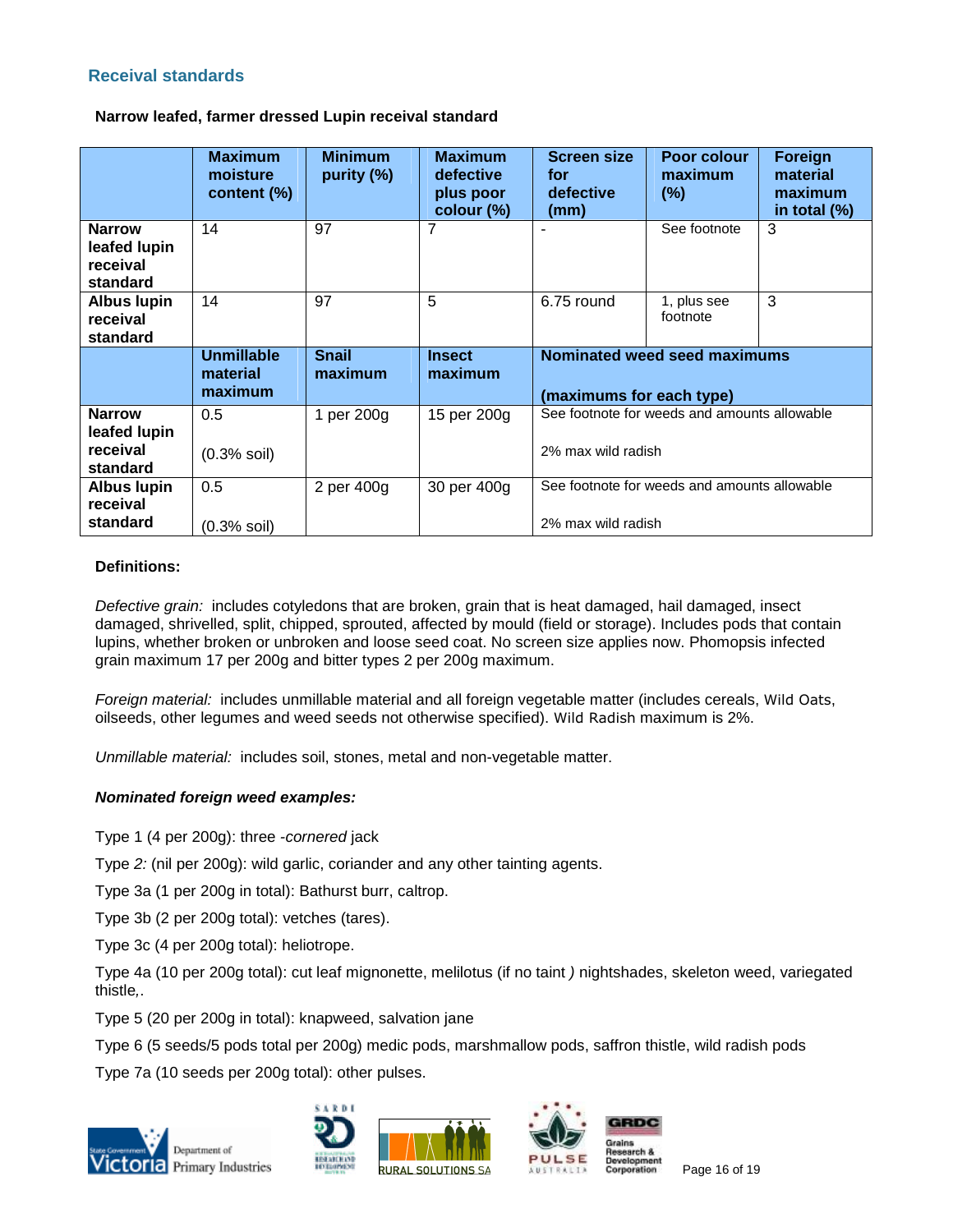## Receival standards

**Narrow leafed, farmer dressed Lupin receival standard**

| | Maximum moisture content (%) | Minimum purity (%) | Maximum defective plus poor colour (%) | Screen size for defective (mm) | Poor colour maximum (%) | Foreign material maximum in total (%) |
|---|---|---|---|---|---|---|
| **Narrow leafed lupin receival standard** | 14 | 97 | 7 | - | See footnote | 3 |
| **Albus lupin receival standard** | 14 | 97 | 5 | 6.75 round | 1, plus see footnote | 3 |
| | **Unmillable material maximum** | **Snail maximum** | **Insect maximum** | **Nominated weed seed maximums (maximums for each type)** | | |
| **Narrow leafed lupin receival standard** | 0.5 (0.3% soil) | 1 per 200g | 15 per 200g | See footnote for weeds and amounts allowable 2% max wild radish | | |
| **Albus lupin receival standard** | 0.5 (0.3% soil) | 2 per 400g | 30 per 400g | See footnote for weeds and amounts allowable 2% max wild radish | | |

**Definitions:**

*Defective grain:* includes cotyledons that are broken, grain that is heat damaged, hail damaged, insect damaged, shrivelled, split, chipped, sprouted, affected by mould (field or storage). Includes pods that contain lupins, whether broken or unbroken and loose seed coat. No screen size applies now. Phomopsis infected grain maximum 17 per 200g and bitter types 2 per 200g maximum.

*Foreign material:* includes unmillable material and all foreign vegetable matter (includes cereals, Wild Oats, oilseeds, other legumes and weed seeds not otherwise specified). Wild Radish maximum is 2%.

*Unmillable material:* includes soil, stones, metal and non-vegetable matter.

***Nominated foreign weed examples:***

Type 1 (4 per 200g): three *-cornered* jack

Type *2:* (nil per 200g): wild garlic, coriander and any other tainting agents.

Type 3a (1 per 200g in total): Bathurst burr, caltrop.

Type 3b (2 per 200g total): vetches (tares).

Type 3c (4 per 200g total): heliotrope.

Type 4a (10 per 200g total): cut leaf mignonette, melilotus (if no taint *)* nightshades, skeleton weed, variegated thistle*,*.

Type 5 (20 per 200g in total): knapweed, salvation jane

Type 6 (5 seeds/5 pods total per 200g) medic pods, marshmallow pods, saffron thistle, wild radish pods

Type 7a (10 seeds per 200g total): other pulses.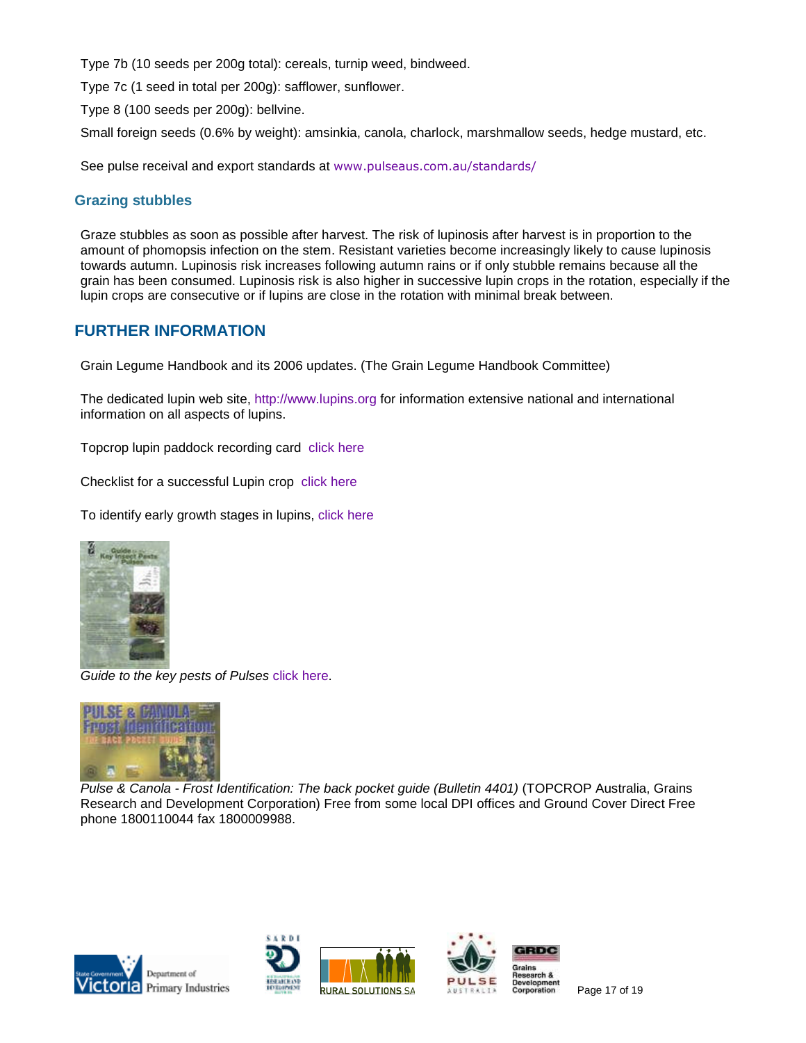Type 7b (10 seeds per 200g total): cereals, turnip weed, bindweed.

Type 7c (1 seed in total per 200g): safflower, sunflower.

Type 8 (100 seeds per 200g): bellvine.

Small foreign seeds (0.6% by weight): amsinkia, canola, charlock, marshmallow seeds, hedge mustard, etc.

See pulse receival and export standards at www.pulseaus.com.au/standards/

### Grazing stubbles

Graze stubbles as soon as possible after harvest. The risk of lupinosis after harvest is in proportion to the amount of phomopsis infection on the stem. Resistant varieties become increasingly likely to cause lupinosis towards autumn. Lupinosis risk increases following autumn rains or if only stubble remains because all the grain has been consumed. Lupinosis risk is also higher in successive lupin crops in the rotation, especially if the lupin crops are consecutive or if lupins are close in the rotation with minimal break between.

## FURTHER INFORMATION

Grain Legume Handbook and its 2006 updates. (The Grain Legume Handbook Committee)

The dedicated lupin web site, http://www.lupins.org for information extensive national and international information on all aspects of lupins.

Topcrop lupin paddock recording card click here

Checklist for a successful Lupin crop click here

To identify early growth stages in lupins, click here

*Guide to the key pests of Pulses* click here.

*Pulse & Canola - Frost Identification: The back pocket guide (Bulletin 4401)* (TOPCROP Australia, Grains Research and Development Corporation) Free from some local DPI offices and Ground Cover Direct Free phone 1800110044 fax 1800009988.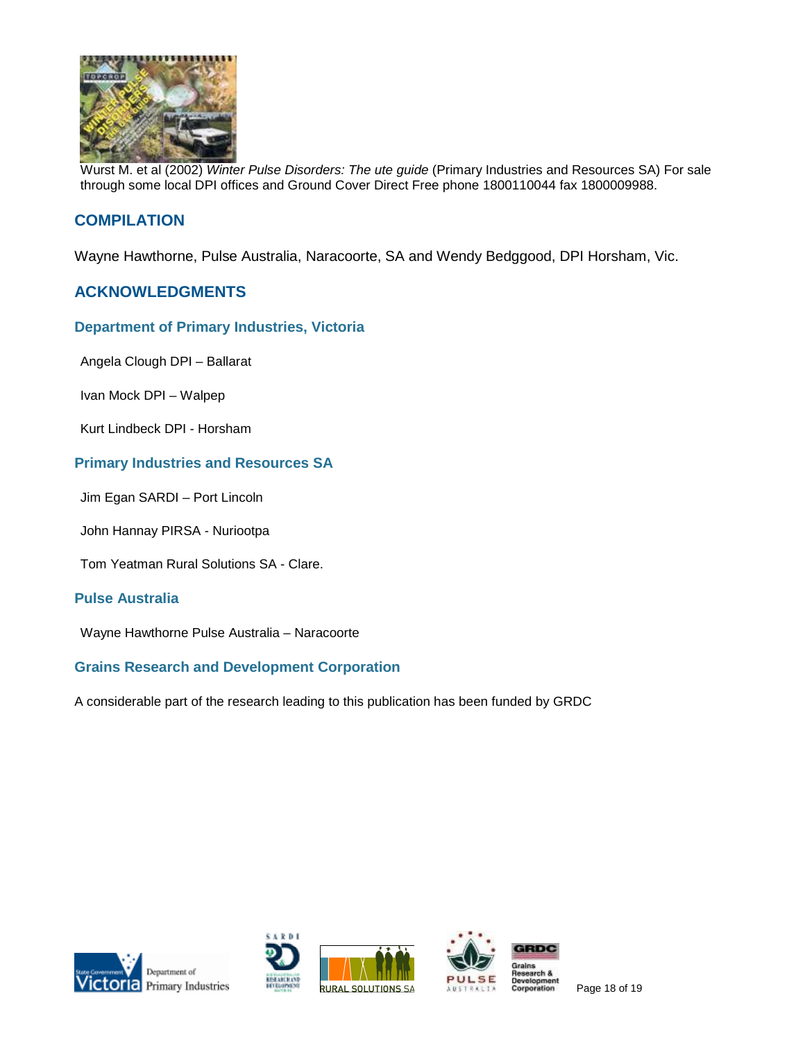Wurst M. et al (2002) *Winter Pulse Disorders: The ute guide* (Primary Industries and Resources SA) For sale through some local DPI offices and Ground Cover Direct Free phone 1800110044 fax 1800009988.

## COMPILATION

Wayne Hawthorne, Pulse Australia, Naracoorte, SA and Wendy Bedggood, DPI Horsham, Vic.

## ACKNOWLEDGMENTS

### Department of Primary Industries, Victoria

Angela Clough DPI – Ballarat

Ivan Mock DPI – Walpep

Kurt Lindbeck DPI - Horsham

### Primary Industries and Resources SA

Jim Egan SARDI – Port Lincoln

John Hannay PIRSA - Nuriootpa

Tom Yeatman Rural Solutions SA - Clare.

### Pulse Australia

Wayne Hawthorne Pulse Australia – Naracoorte

### Grains Research and Development Corporation

A considerable part of the research leading to this publication has been funded by GRDC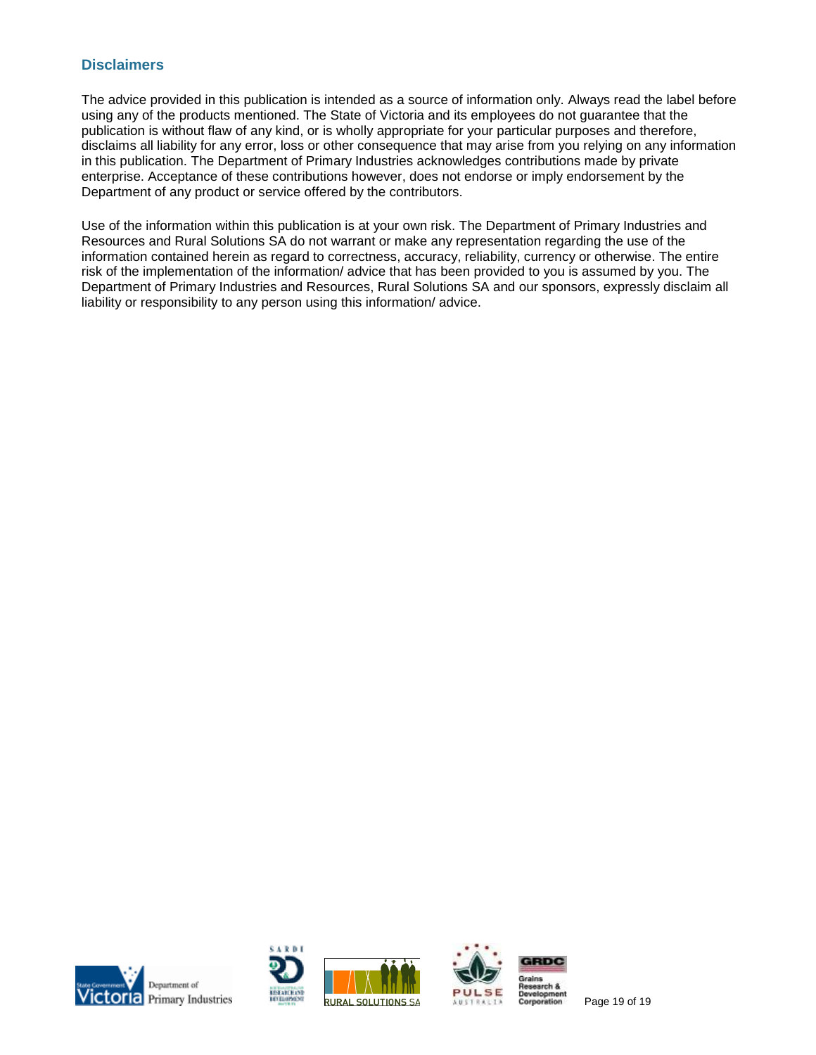## Disclaimers

The advice provided in this publication is intended as a source of information only. Always read the label before using any of the products mentioned. The State of Victoria and its employees do not guarantee that the publication is without flaw of any kind, or is wholly appropriate for your particular purposes and therefore, disclaims all liability for any error, loss or other consequence that may arise from you relying on any information in this publication. The Department of Primary Industries acknowledges contributions made by private enterprise. Acceptance of these contributions however, does not endorse or imply endorsement by the Department of any product or service offered by the contributors.

Use of the information within this publication is at your own risk. The Department of Primary Industries and Resources and Rural Solutions SA do not warrant or make any representation regarding the use of the information contained herein as regard to correctness, accuracy, reliability, currency or otherwise. The entire risk of the implementation of the information/ advice that has been provided to you is assumed by you. The Department of Primary Industries and Resources, Rural Solutions SA and our sponsors, expressly disclaim all liability or responsibility to any person using this information/ advice.